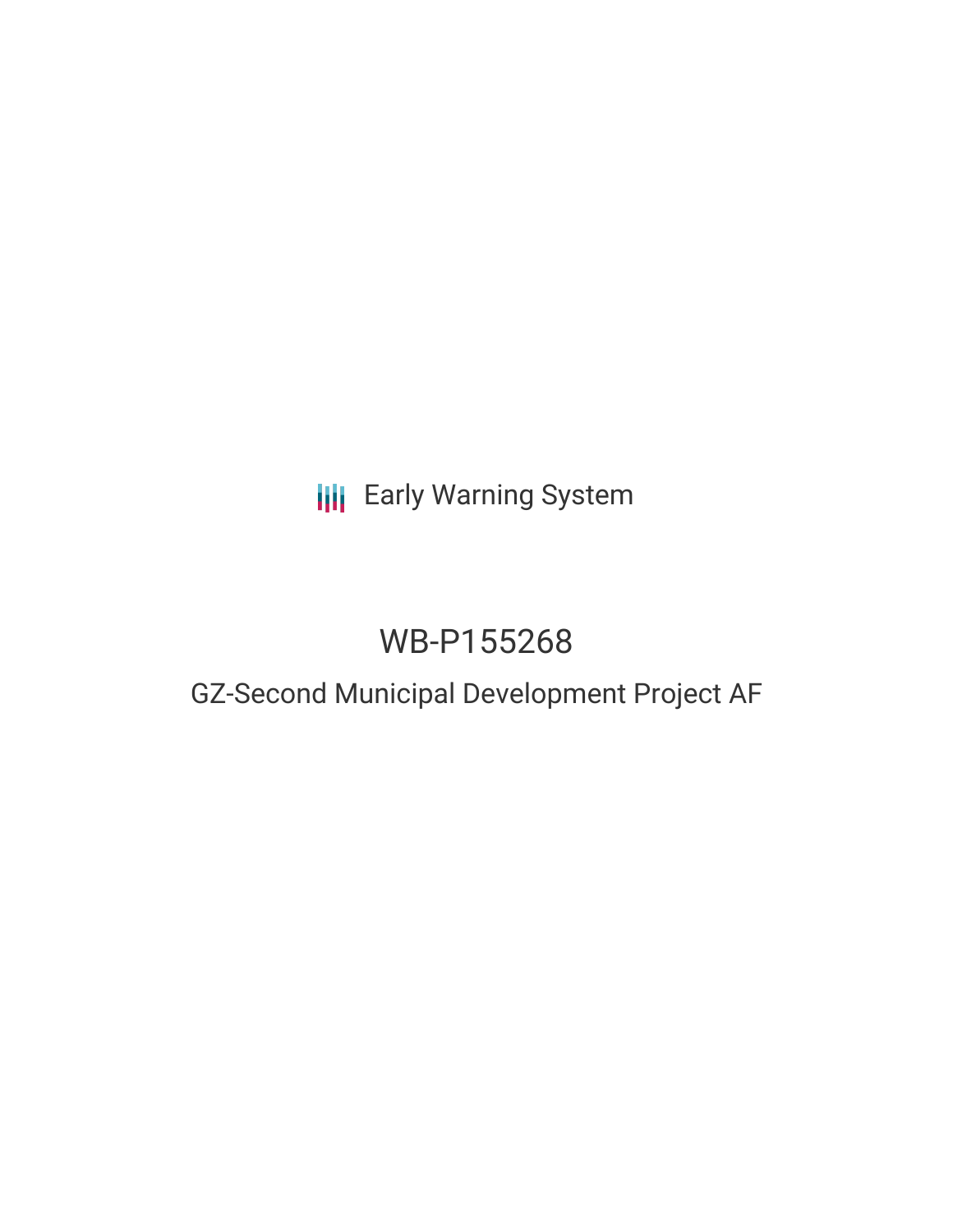Early Warning System

# WB-P155268

## GZ-Second Municipal Development Project AF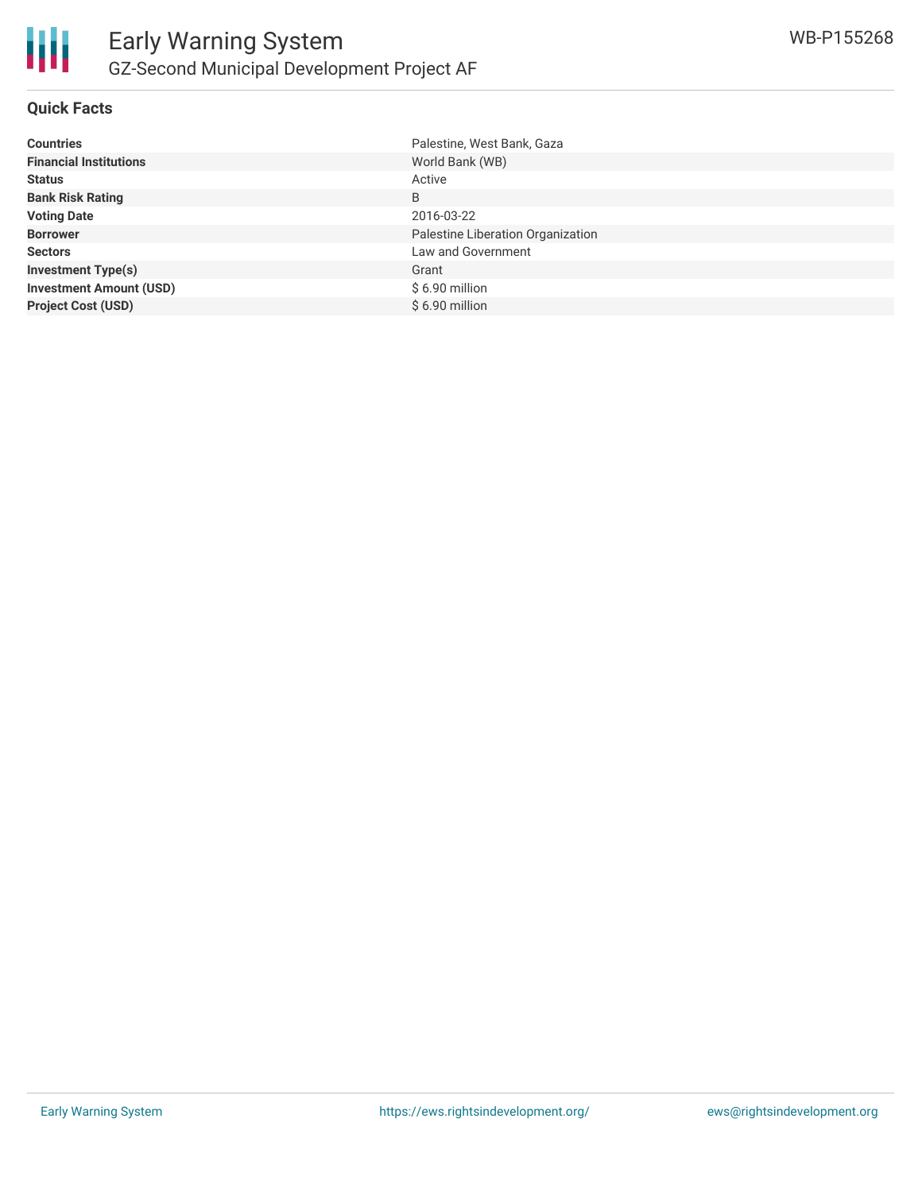# Early Warning System

## GZ-Second Municipal Development Project AF

WB-P155268

### Quick Facts

| | |
|---|---|
| **Countries** | Palestine, West Bank, Gaza |
| **Financial Institutions** | World Bank (WB) |
| **Status** | Active |
| **Bank Risk Rating** | B |
| **Voting Date** | 2016-03-22 |
| **Borrower** | Palestine Liberation Organization |
| **Sectors** | Law and Government |
| **Investment Type(s)** | Grant |
| **Investment Amount (USD)** | $ 6.90 million |
| **Project Cost (USD)** | $ 6.90 million |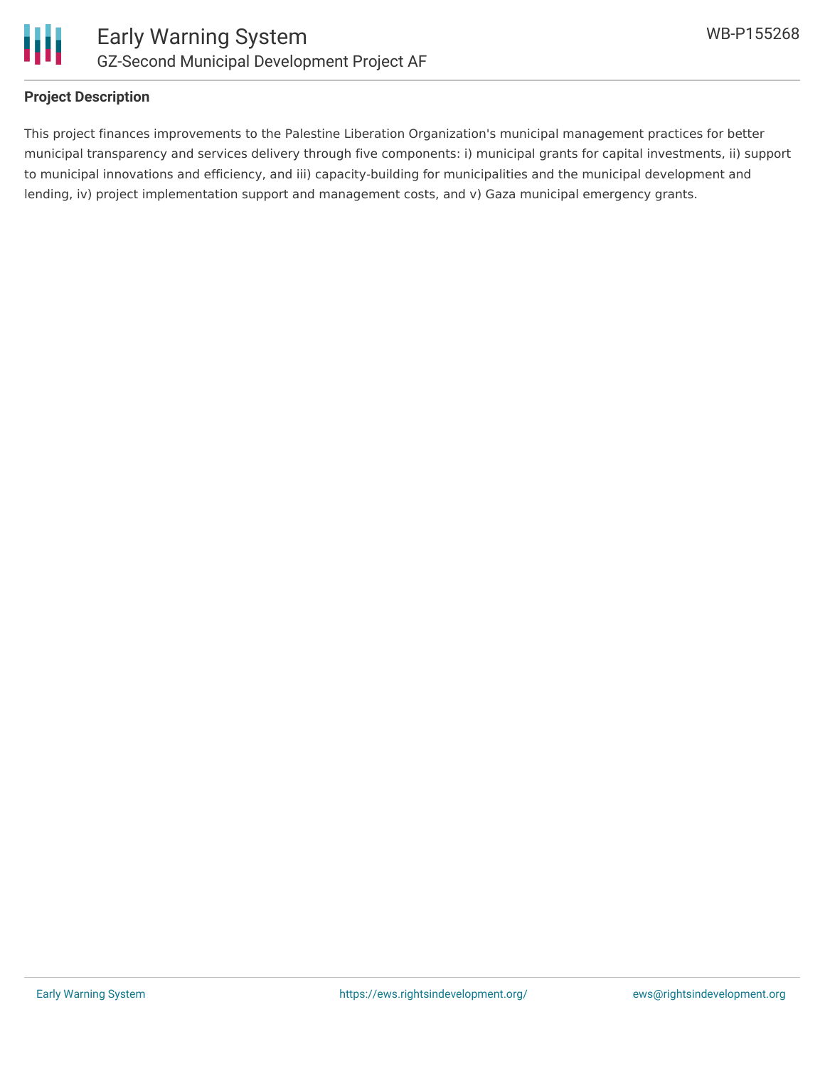## Project Description

This project finances improvements to the Palestine Liberation Organization's municipal management practices for better municipal transparency and services delivery through five components: i) municipal grants for capital investments, ii) support to municipal innovations and efficiency, and iii) capacity-building for municipalities and the municipal development and lending, iv) project implementation support and management costs, and v) Gaza municipal emergency grants.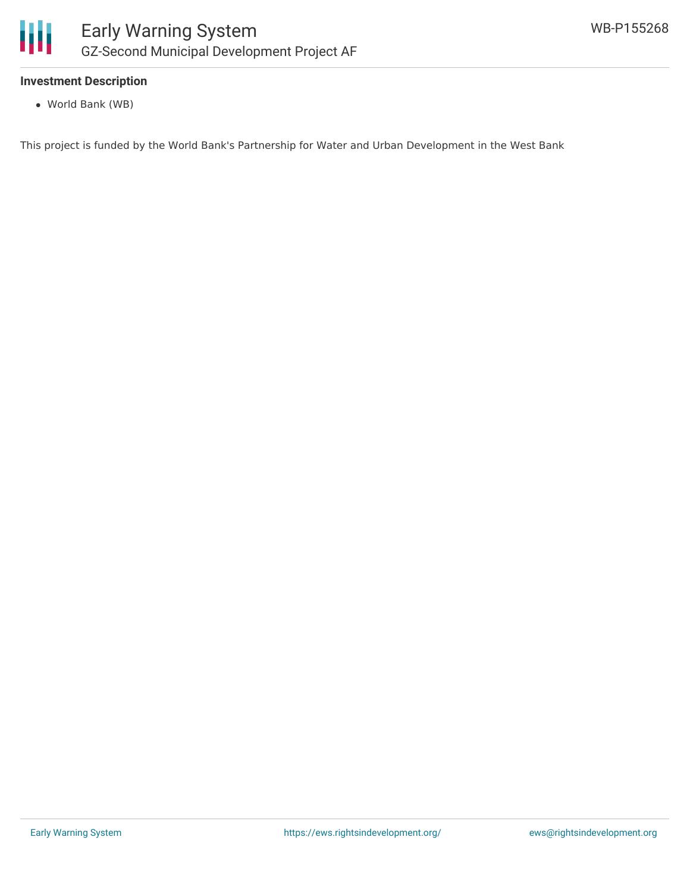**Investment Description**

- World Bank (WB)

This project is funded by the World Bank's Partnership for Water and Urban Development in the West Bank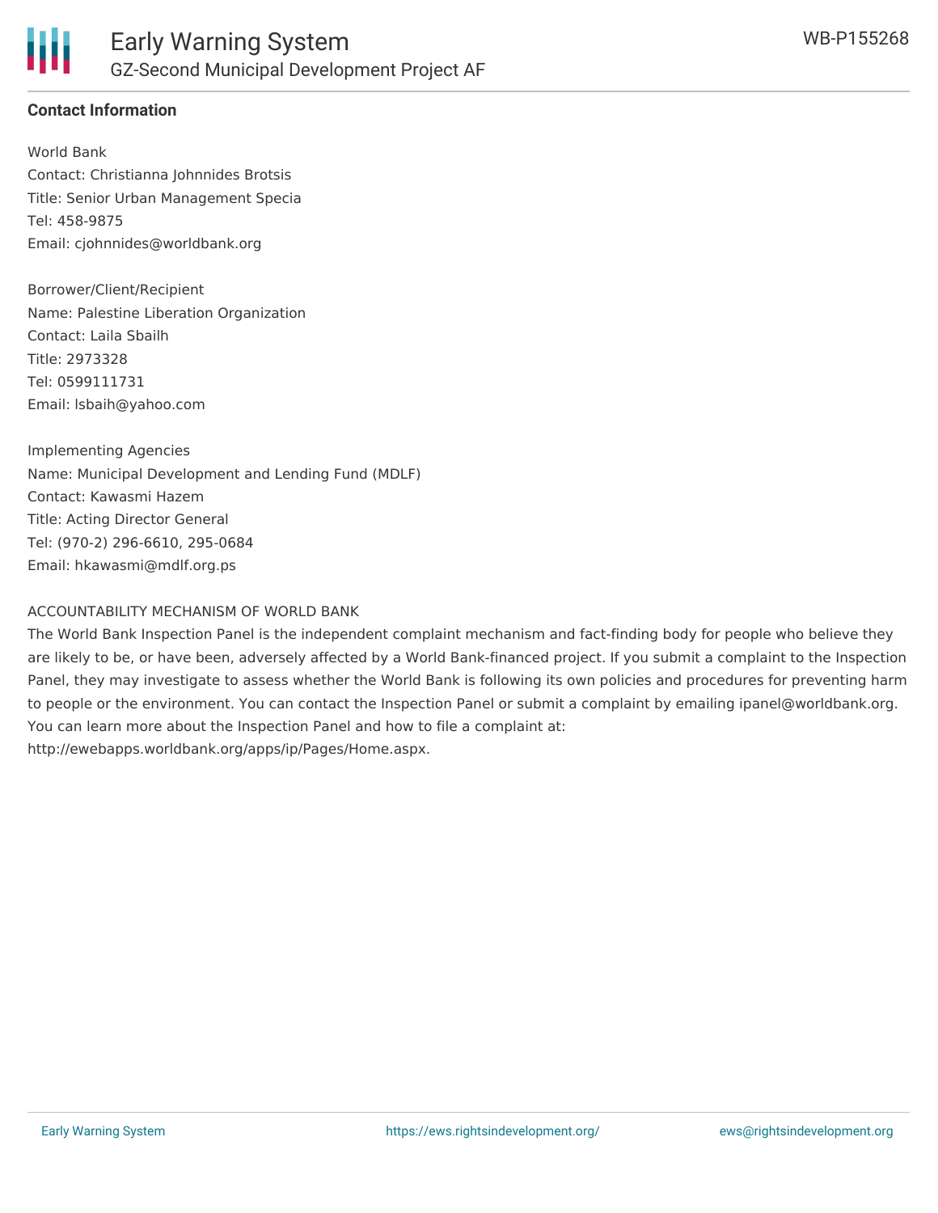## Contact Information

World Bank
Contact: Christianna Johnnides Brotsis
Title: Senior Urban Management Specia
Tel: 458-9875
Email: cjohnnides@worldbank.org

Borrower/Client/Recipient
Name: Palestine Liberation Organization
Contact: Laila Sbailh
Title: 2973328
Tel: 0599111731
Email: lsbaih@yahoo.com

Implementing Agencies
Name: Municipal Development and Lending Fund (MDLF)
Contact: Kawasmi Hazem
Title: Acting Director General
Tel: (970-2) 296-6610, 295-0684
Email: hkawasmi@mdlf.org.ps

ACCOUNTABILITY MECHANISM OF WORLD BANK
The World Bank Inspection Panel is the independent complaint mechanism and fact-finding body for people who believe they are likely to be, or have been, adversely affected by a World Bank-financed project. If you submit a complaint to the Inspection Panel, they may investigate to assess whether the World Bank is following its own policies and procedures for preventing harm to people or the environment. You can contact the Inspection Panel or submit a complaint by emailing ipanel@worldbank.org. You can learn more about the Inspection Panel and how to file a complaint at: http://ewebapps.worldbank.org/apps/ip/Pages/Home.aspx.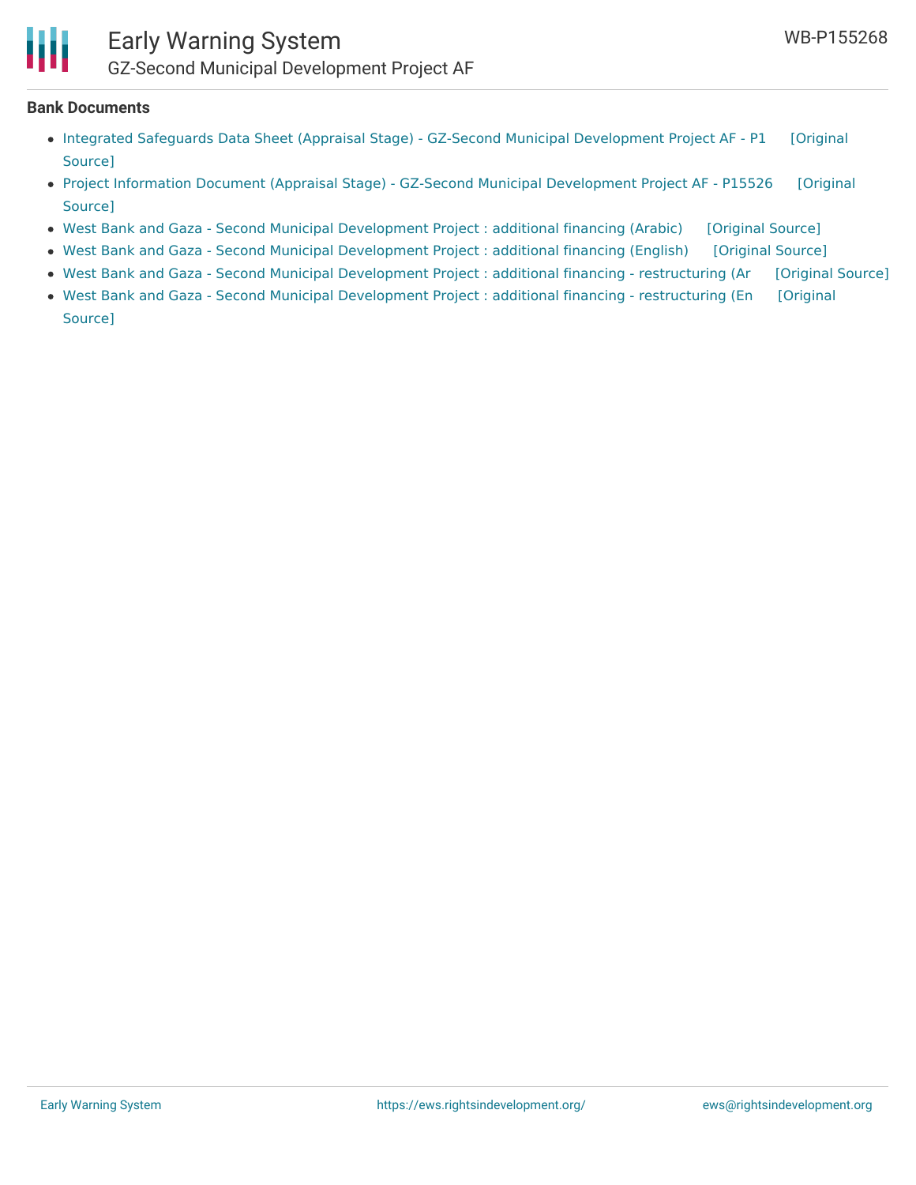**Bank Documents**

- Integrated Safeguards Data Sheet (Appraisal Stage) - GZ-Second Municipal Development Project AF - P1 [Original Source]
- Project Information Document (Appraisal Stage) - GZ-Second Municipal Development Project AF - P15526 [Original Source]
- West Bank and Gaza - Second Municipal Development Project : additional financing (Arabic) [Original Source]
- West Bank and Gaza - Second Municipal Development Project : additional financing (English) [Original Source]
- West Bank and Gaza - Second Municipal Development Project : additional financing - restructuring (Ar [Original Source]
- West Bank and Gaza - Second Municipal Development Project : additional financing - restructuring (En [Original Source]